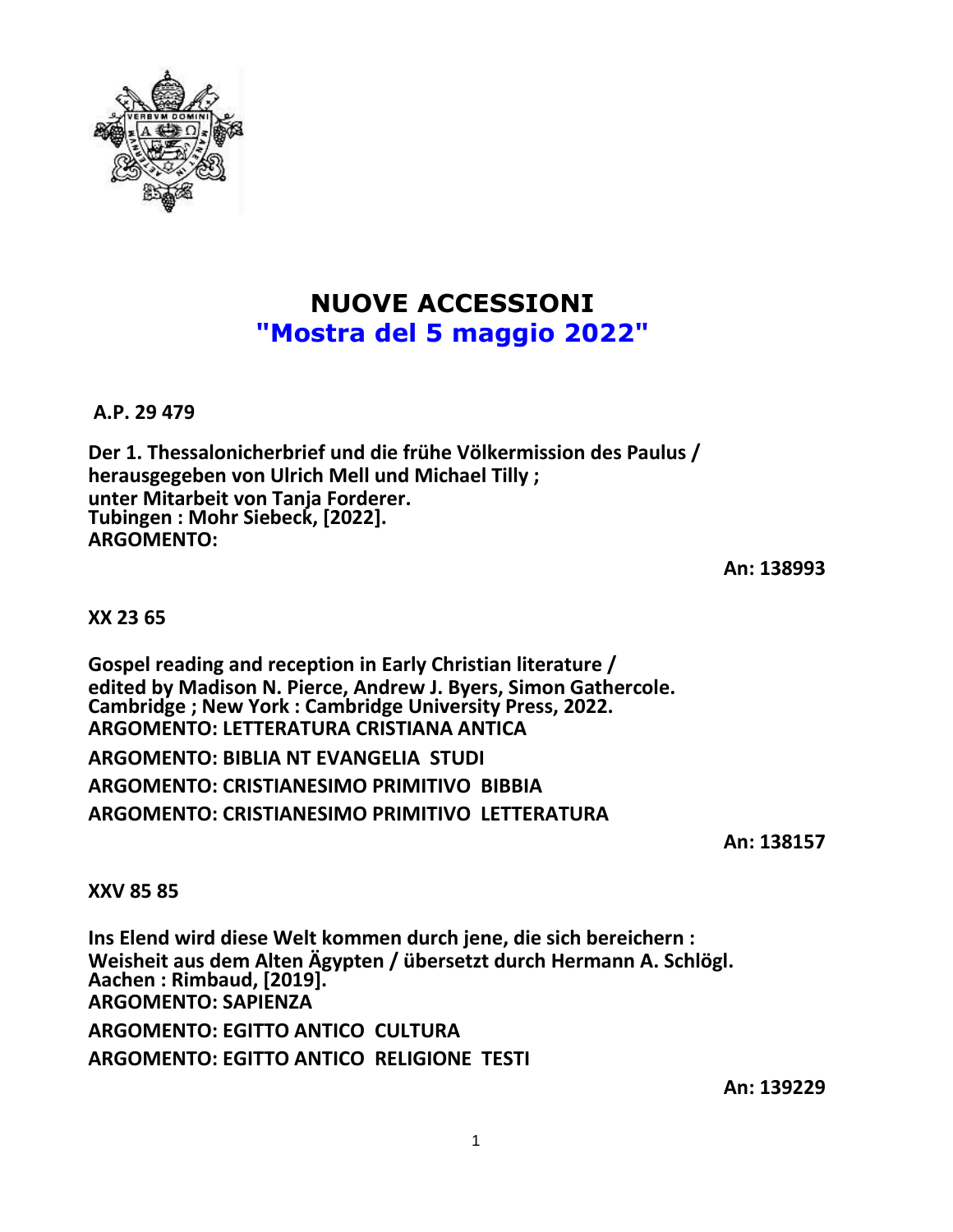# NUOVE ACCESSIONI
## "Mostra del 5 maggio 2022"

**A.P. 29 479**

**Der 1. Thessalonicherbrief und die frühe Völkermission des Paulus / herausgegeben von Ulrich Mell und Michael Tilly ; unter Mitarbeit von Tanja Forderer.**
**Tubingen : Mohr Siebeck, [2022].**
**ARGOMENTO:**

**An: 138993**

**XX 23 65**

**Gospel reading and reception in Early Christian literature / edited by Madison N. Pierce, Andrew J. Byers, Simon Gathercole.**
**Cambridge ; New York : Cambridge University Press, 2022.**
**ARGOMENTO: LETTERATURA CRISTIANA ANTICA**

**ARGOMENTO: BIBLIA NT EVANGELIA STUDI**

**ARGOMENTO: CRISTIANESIMO PRIMITIVO BIBBIA**

**ARGOMENTO: CRISTIANESIMO PRIMITIVO LETTERATURA**

**An: 138157**

**XXV 85 85**

**Ins Elend wird diese Welt kommen durch jene, die sich bereichern : Weisheit aus dem Alten Ägypten / übersetzt durch Hermann A. Schlögl.**
**Aachen : Rimbaud, [2019].**
**ARGOMENTO: SAPIENZA**

**ARGOMENTO: EGITTO ANTICO CULTURA**

**ARGOMENTO: EGITTO ANTICO RELIGIONE TESTI**

**An: 139229**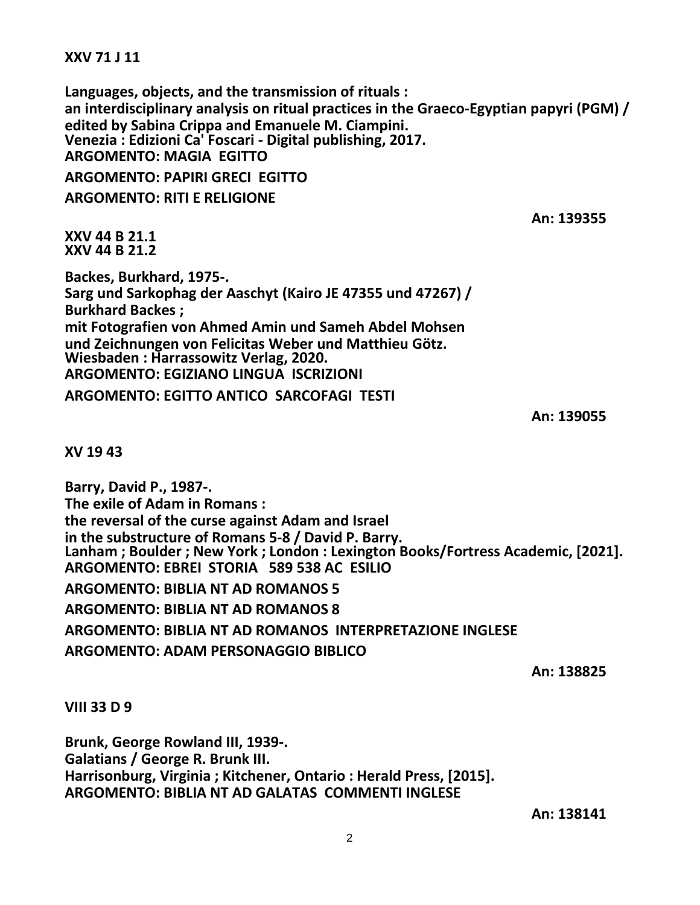**XXV 71 J 11**

**Languages, objects, and the transmission of rituals :**
**an interdisciplinary analysis on ritual practices in the Graeco-Egyptian papyri (PGM) /**
**edited by Sabina Crippa and Emanuele M. Ciampini.**
**Venezia : Edizioni Ca' Foscari - Digital publishing, 2017.**
**ARGOMENTO: MAGIA EGITTO**

**ARGOMENTO: PAPIRI GRECI EGITTO**

**ARGOMENTO: RITI E RELIGIONE**

**An: 139355**

**XXV 44 B 21.1**
**XXV 44 B 21.2**

**Backes, Burkhard, 1975-.**
**Sarg und Sarkophag der Aaschyt (Kairo JE 47355 und 47267) /**
**Burkhard Backes ;**
**mit Fotografien von Ahmed Amin und Sameh Abdel Mohsen**
**und Zeichnungen von Felicitas Weber und Matthieu Götz.**
**Wiesbaden : Harrassowitz Verlag, 2020.**
**ARGOMENTO: EGIZIANO LINGUA ISCRIZIONI**

**ARGOMENTO: EGITTO ANTICO SARCOFAGI TESTI**

**An: 139055**

**XV 19 43**

**Barry, David P., 1987-.**
**The exile of Adam in Romans :**
**the reversal of the curse against Adam and Israel**
**in the substructure of Romans 5-8 / David P. Barry.**
**Lanham ; Boulder ; New York ; London : Lexington Books/Fortress Academic, [2021].**
**ARGOMENTO: EBREI STORIA 589 538 AC ESILIO**

**ARGOMENTO: BIBLIA NT AD ROMANOS 5**

**ARGOMENTO: BIBLIA NT AD ROMANOS 8**

**ARGOMENTO: BIBLIA NT AD ROMANOS INTERPRETAZIONE INGLESE**

**ARGOMENTO: ADAM PERSONAGGIO BIBLICO**

**An: 138825**

**VIII 33 D 9**

**Brunk, George Rowland III, 1939-.**
**Galatians / George R. Brunk III.**
**Harrisonburg, Virginia ; Kitchener, Ontario : Herald Press, [2015].**
**ARGOMENTO: BIBLIA NT AD GALATAS COMMENTI INGLESE**

**An: 138141**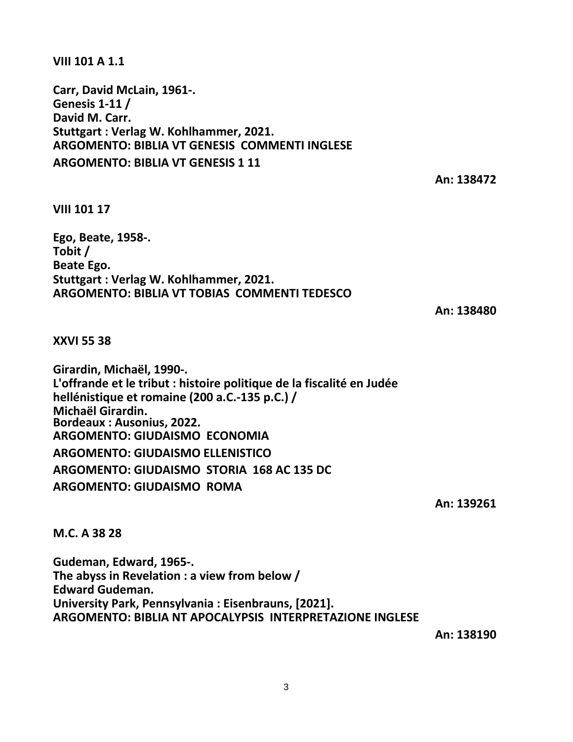**VIII 101 A 1.1**

**Carr, David McLain, 1961-.**
**Genesis 1-11 /**
**David M. Carr.**
**Stuttgart : Verlag W. Kohlhammer, 2021.**
**ARGOMENTO: BIBLIA VT GENESIS COMMENTI INGLESE**
**ARGOMENTO: BIBLIA VT GENESIS 1 11**

**An: 138472**

**VIII 101 17**

**Ego, Beate, 1958-.**
**Tobit /**
**Beate Ego.**
**Stuttgart : Verlag W. Kohlhammer, 2021.**
**ARGOMENTO: BIBLIA VT TOBIAS COMMENTI TEDESCO**

**An: 138480**

**XXVI 55 38**

**Girardin, Michaël, 1990-.**
**L'offrande et le tribut : histoire politique de la fiscalité en Judée hellénistique et romaine (200 a.C.-135 p.C.) /**
**Michaël Girardin.**
**Bordeaux : Ausonius, 2022.**
**ARGOMENTO: GIUDAISMO ECONOMIA**
**ARGOMENTO: GIUDAISMO ELLENISTICO**
**ARGOMENTO: GIUDAISMO STORIA 168 AC 135 DC**
**ARGOMENTO: GIUDAISMO ROMA**

**An: 139261**

**M.C. A 38 28**

**Gudeman, Edward, 1965-.**
**The abyss in Revelation : a view from below /**
**Edward Gudeman.**
**University Park, Pennsylvania : Eisenbrauns, [2021].**
**ARGOMENTO: BIBLIA NT APOCALYPSIS INTERPRETAZIONE INGLESE**

**An: 138190**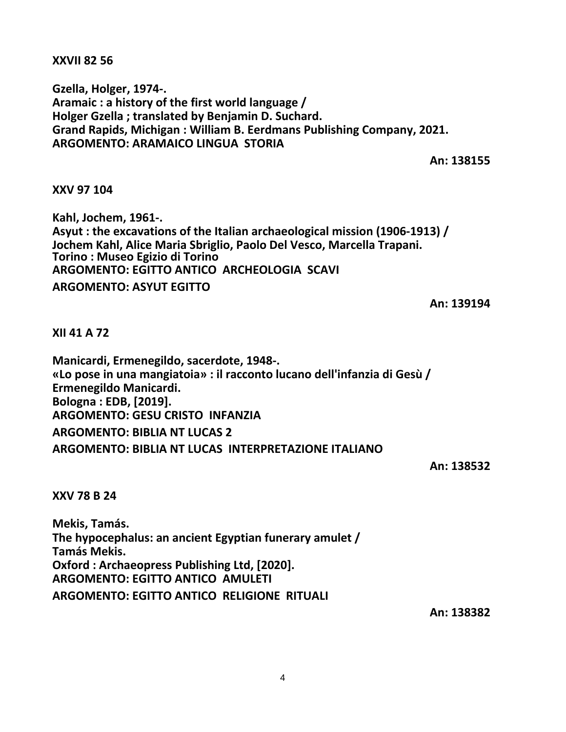**XXVII 82 56**

**Gzella, Holger, 1974-.**
**Aramaic : a history of the first world language /**
**Holger Gzella ; translated by Benjamin D. Suchard.**
**Grand Rapids, Michigan : William B. Eerdmans Publishing Company, 2021.**
**ARGOMENTO: ARAMAICO LINGUA STORIA**

**An: 138155**

**XXV 97 104**

**Kahl, Jochem, 1961-.**
**Asyut : the excavations of the Italian archaeological mission (1906-1913) /**
**Jochem Kahl, Alice Maria Sbriglio, Paolo Del Vesco, Marcella Trapani.**
**Torino : Museo Egizio di Torino**
**ARGOMENTO: EGITTO ANTICO ARCHEOLOGIA SCAVI**
**ARGOMENTO: ASYUT EGITTO**

**An: 139194**

**XII 41 A 72**

**Manicardi, Ermenegildo, sacerdote, 1948-.**
**«Lo pose in una mangiatoia» : il racconto lucano dell'infanzia di Gesù /**
**Ermenegildo Manicardi.**
**Bologna : EDB, [2019].**
**ARGOMENTO: GESU CRISTO INFANZIA**
**ARGOMENTO: BIBLIA NT LUCAS 2**
**ARGOMENTO: BIBLIA NT LUCAS INTERPRETAZIONE ITALIANO**

**An: 138532**

**XXV 78 B 24**

**Mekis, Tamás.**
**The hypocephalus: an ancient Egyptian funerary amulet /**
**Tamás Mekis.**
**Oxford : Archaeopress Publishing Ltd, [2020].**
**ARGOMENTO: EGITTO ANTICO AMULETI**
**ARGOMENTO: EGITTO ANTICO RELIGIONE RITUALI**

**An: 138382**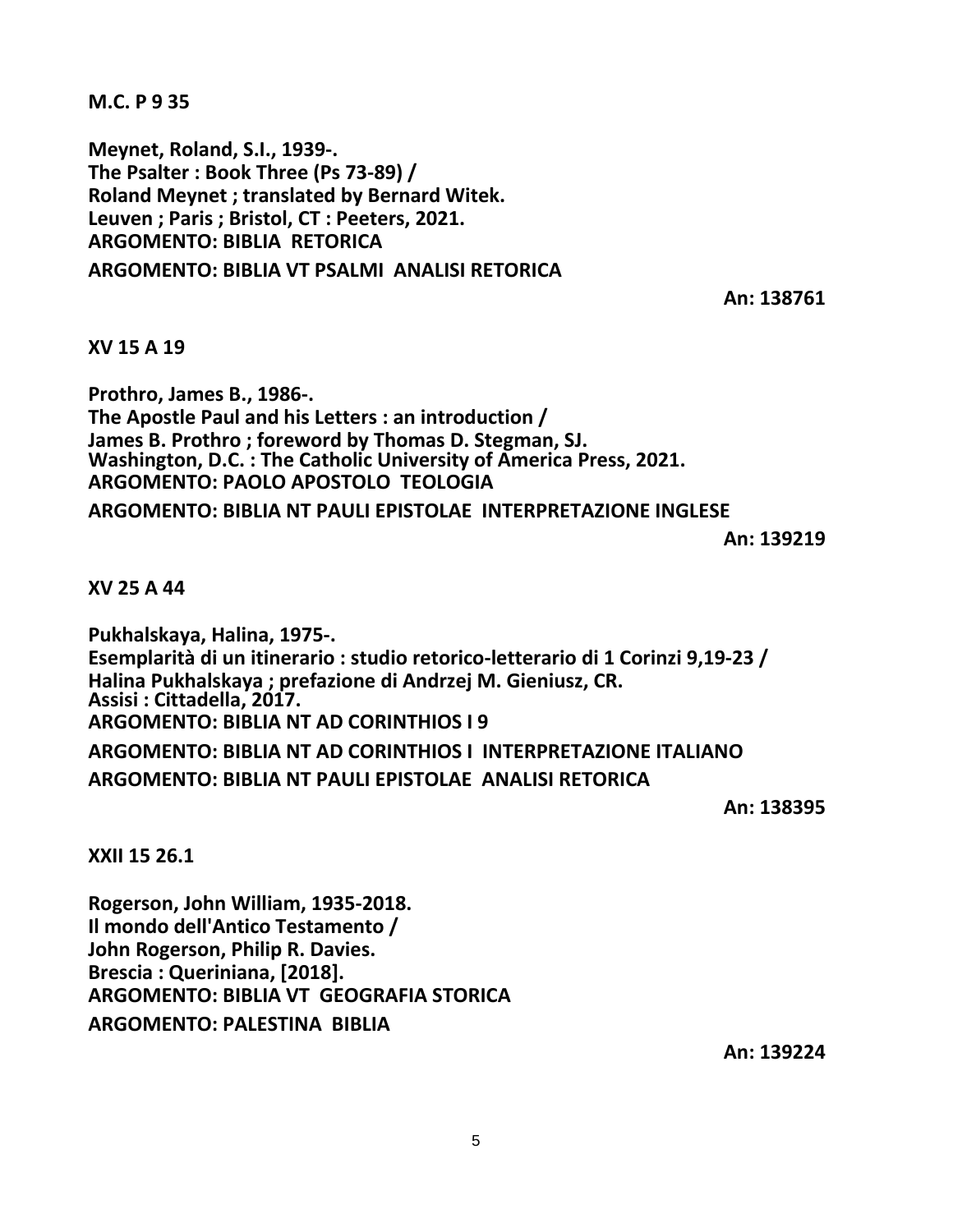**M.C. P 9 35**

**Meynet, Roland, S.I., 1939-.**
**The Psalter : Book Three (Ps 73-89) /**
**Roland Meynet ; translated by Bernard Witek.**
**Leuven ; Paris ; Bristol, CT : Peeters, 2021.**
**ARGOMENTO: BIBLIA RETORICA**
**ARGOMENTO: BIBLIA VT PSALMI ANALISI RETORICA**

**An: 138761**

**XV 15 A 19**

**Prothro, James B., 1986-.**
**The Apostle Paul and his Letters : an introduction /**
**James B. Prothro ; foreword by Thomas D. Stegman, SJ.**
**Washington, D.C. : The Catholic University of America Press, 2021.**
**ARGOMENTO: PAOLO APOSTOLO TEOLOGIA**
**ARGOMENTO: BIBLIA NT PAULI EPISTOLAE INTERPRETAZIONE INGLESE**

**An: 139219**

**XV 25 A 44**

**Pukhalskaya, Halina, 1975-.**
**Esemplarità di un itinerario : studio retorico-letterario di 1 Corinzi 9,19-23 /**
**Halina Pukhalskaya ; prefazione di Andrzej M. Gieniusz, CR.**
**Assisi : Cittadella, 2017.**
**ARGOMENTO: BIBLIA NT AD CORINTHIOS I 9**
**ARGOMENTO: BIBLIA NT AD CORINTHIOS I INTERPRETAZIONE ITALIANO**
**ARGOMENTO: BIBLIA NT PAULI EPISTOLAE ANALISI RETORICA**

**An: 138395**

**XXII 15 26.1**

**Rogerson, John William, 1935-2018.**
**Il mondo dell'Antico Testamento /**
**John Rogerson, Philip R. Davies.**
**Brescia : Queriniana, [2018].**
**ARGOMENTO: BIBLIA VT GEOGRAFIA STORICA**
**ARGOMENTO: PALESTINA BIBLIA**

**An: 139224**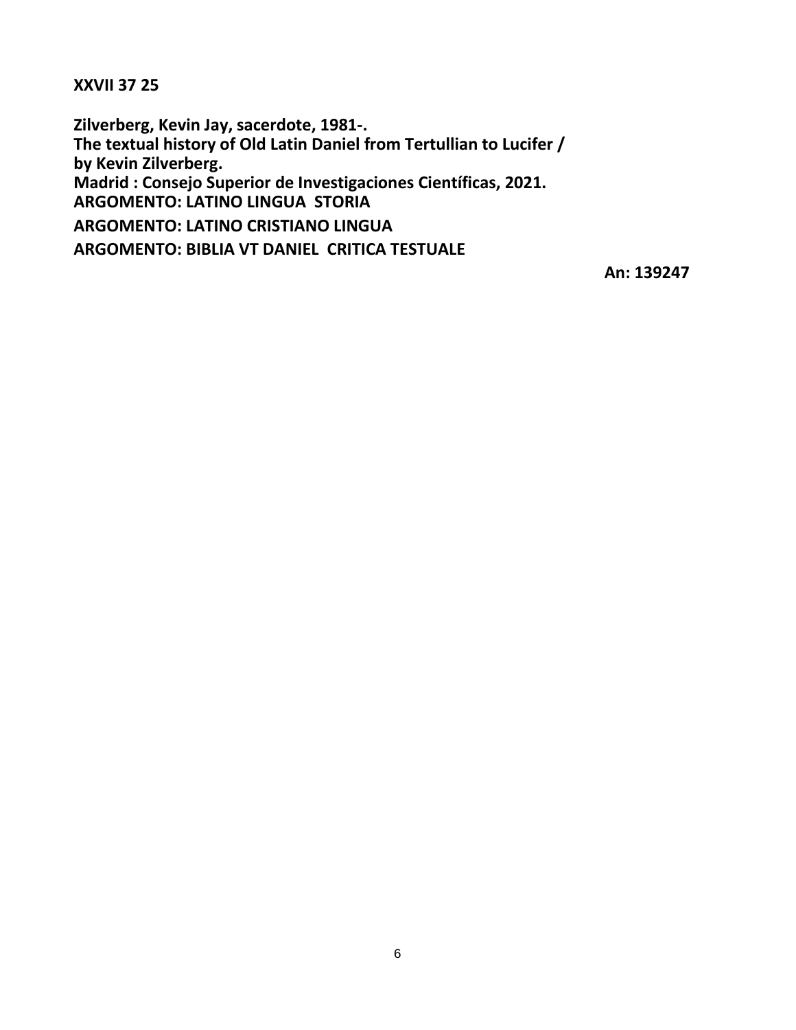**XXVII 37 25**

**Zilverberg, Kevin Jay, sacerdote, 1981-.**
**The textual history of Old Latin Daniel from Tertullian to Lucifer /**
**by Kevin Zilverberg.**
**Madrid : Consejo Superior de Investigaciones Científicas, 2021.**
**ARGOMENTO: LATINO LINGUA STORIA**
**ARGOMENTO: LATINO CRISTIANO LINGUA**
**ARGOMENTO: BIBLIA VT DANIEL CRITICA TESTUALE**

**An: 139247**